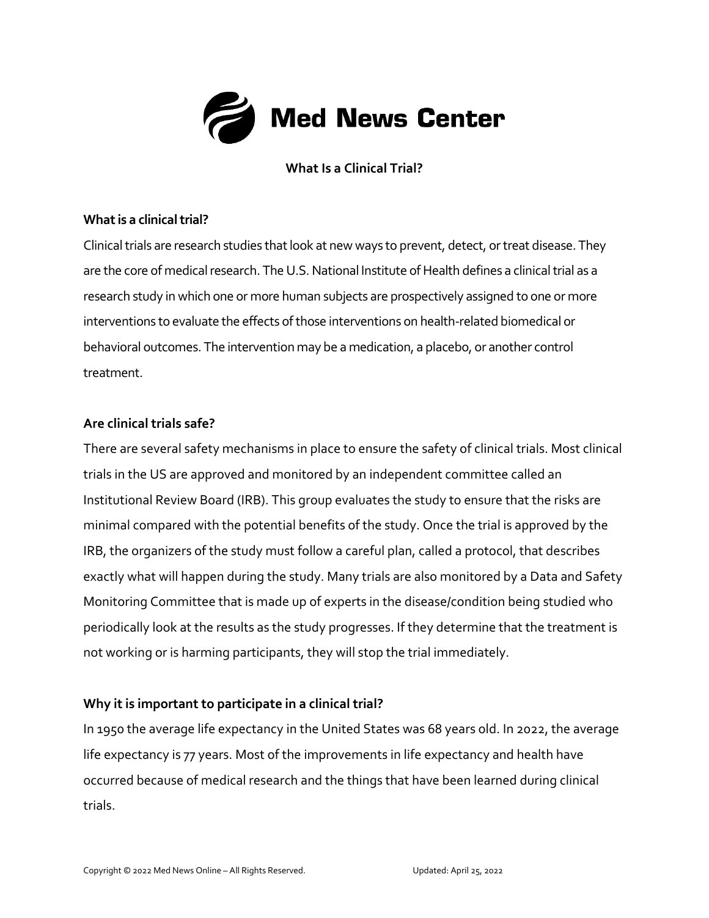# Med News Center

## What Is a Clinical Trial?

### What is a clinical trial?

Clinical trials are research studies that look at new ways to prevent, detect, or treat disease. They are the core of medical research. The U.S. National Institute of Health defines a clinical trial as a research study in which one or more human subjects are prospectively assigned to one or more interventions to evaluate the effects of those interventions on health-related biomedical or behavioral outcomes. The intervention may be a medication, a placebo, or another control treatment.

### Are clinical trials safe?

There are several safety mechanisms in place to ensure the safety of clinical trials. Most clinical trials in the US are approved and monitored by an independent committee called an Institutional Review Board (IRB). This group evaluates the study to ensure that the risks are minimal compared with the potential benefits of the study. Once the trial is approved by the IRB, the organizers of the study must follow a careful plan, called a protocol, that describes exactly what will happen during the study. Many trials are also monitored by a Data and Safety Monitoring Committee that is made up of experts in the disease/condition being studied who periodically look at the results as the study progresses. If they determine that the treatment is not working or is harming participants, they will stop the trial immediately.

### Why it is important to participate in a clinical trial?

In 1950 the average life expectancy in the United States was 68 years old. In 2022, the average life expectancy is 77 years. Most of the improvements in life expectancy and health have occurred because of medical research and the things that have been learned during clinical trials.

Copyright © 2022 Med News Online – All Rights Reserved. Updated: April 25, 2022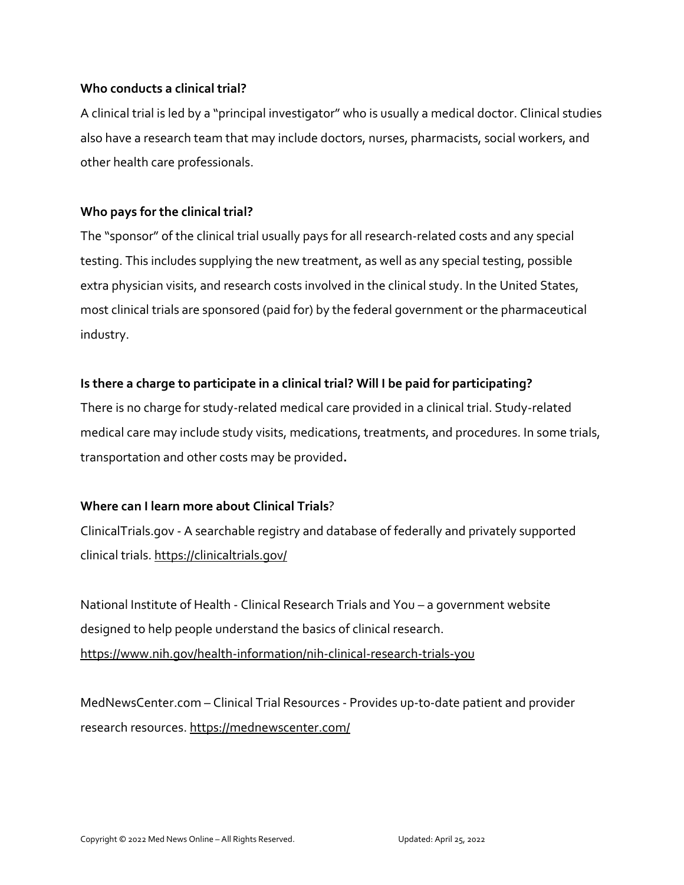**Who conducts a clinical trial?**

A clinical trial is led by a "principal investigator" who is usually a medical doctor. Clinical studies also have a research team that may include doctors, nurses, pharmacists, social workers, and other health care professionals.

**Who pays for the clinical trial?**

The "sponsor" of the clinical trial usually pays for all research-related costs and any special testing. This includes supplying the new treatment, as well as any special testing, possible extra physician visits, and research costs involved in the clinical study. In the United States, most clinical trials are sponsored (paid for) by the federal government or the pharmaceutical industry.

**Is there a charge to participate in a clinical trial? Will I be paid for participating?**

There is no charge for study-related medical care provided in a clinical trial. Study-related medical care may include study visits, medications, treatments, and procedures. In some trials, transportation and other costs may be provided**.**

**Where can I learn more about Clinical Trials**?

ClinicalTrials.gov - A searchable registry and database of federally and privately supported clinical trials. https://clinicaltrials.gov/

National Institute of Health - Clinical Research Trials and You – a government website designed to help people understand the basics of clinical research.
https://www.nih.gov/health-information/nih-clinical-research-trials-you

MedNewsCenter.com – Clinical Trial Resources - Provides up-to-date patient and provider research resources. https://mednewscenter.com/

Copyright © 2022 Med News Online – All Rights Reserved. Updated: April 25, 2022